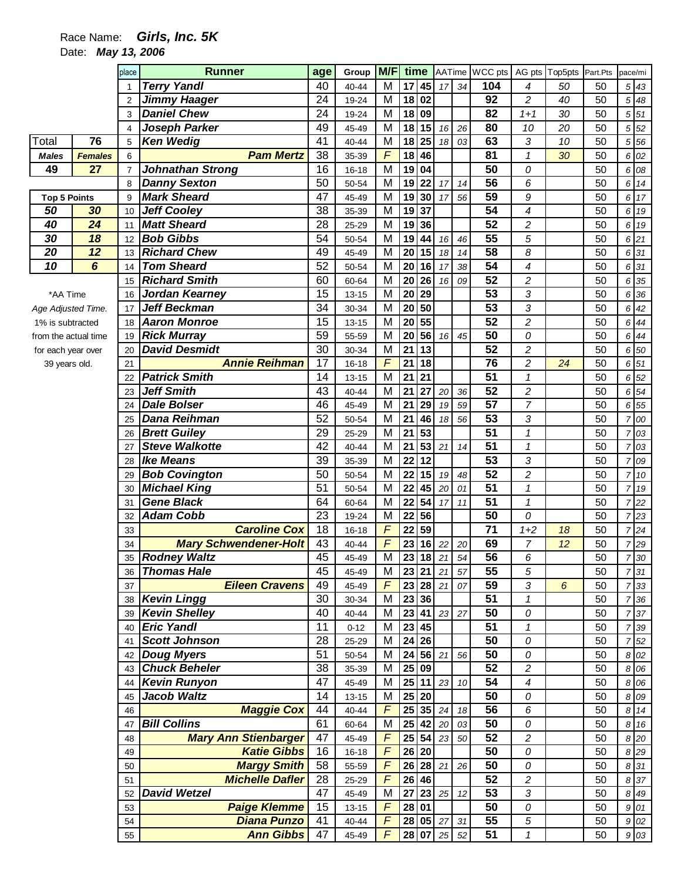Race Name: ***Girls, Inc. 5K***

Date: ***May 13, 2006***

| Total | 76 |
|---|---|
| **Males** | **Females** |
| 49 | 27 |

| Top 5 Points | |
|---|---|
| 50 | 30 |
| 40 | 24 |
| 30 | 18 |
| 20 | 12 |
| 10 | 6 |

*AA Time
*Age Adjusted Time.*
1% is subtracted from the actual time for each year over 39 years old.

| place | Runner | age | Group | M/F | time | | AATime | | WCC pts | AG pts | Top5pts | Part.Pts | pace/mi | |
|---|---|---|---|---|---|---|---|---|---|---|---|---|---|---|
| 1 | Terry Yandl | 40 | 40-44 | M | 17 | 45 | 17 | 34 | 104 | 4 | 50 | 50 | 5 | 43 |
| 2 | Jimmy Haager | 24 | 19-24 | M | 18 | 02 | | | 92 | 2 | 40 | 50 | 5 | 48 |
| 3 | Daniel Chew | 24 | 19-24 | M | 18 | 09 | | | 82 | 1+1 | 30 | 50 | 5 | 51 |
| 4 | Joseph Parker | 49 | 45-49 | M | 18 | 15 | 16 | 26 | 80 | 10 | 20 | 50 | 5 | 52 |
| 5 | Ken Wedig | 41 | 40-44 | M | 18 | 25 | 18 | 03 | 63 | 3 | 10 | 50 | 5 | 56 |
| 6 | Pam Mertz | 38 | 35-39 | F | 18 | 46 | | | 81 | 1 | 30 | 50 | 6 | 02 |
| 7 | Johnathan Strong | 16 | 16-18 | M | 19 | 04 | | | 50 | 0 | | 50 | 6 | 08 |
| 8 | Danny Sexton | 50 | 50-54 | M | 19 | 22 | 17 | 14 | 56 | 6 | | 50 | 6 | 14 |
| 9 | Mark Sheard | 47 | 45-49 | M | 19 | 30 | 17 | 56 | 59 | 9 | | 50 | 6 | 17 |
| 10 | Jeff Cooley | 38 | 35-39 | M | 19 | 37 | | | 54 | 4 | | 50 | 6 | 19 |
| 11 | Matt Sheard | 28 | 25-29 | M | 19 | 36 | | | 52 | 2 | | 50 | 6 | 19 |
| 12 | Bob Gibbs | 54 | 50-54 | M | 19 | 44 | 16 | 46 | 55 | 5 | | 50 | 6 | 21 |
| 13 | Richard Chew | 49 | 45-49 | M | 20 | 15 | 18 | 14 | 58 | 8 | | 50 | 6 | 31 |
| 14 | Tom Sheard | 52 | 50-54 | M | 20 | 16 | 17 | 38 | 54 | 4 | | 50 | 6 | 31 |
| 15 | Richard Smith | 60 | 60-64 | M | 20 | 26 | 16 | 09 | 52 | 2 | | 50 | 6 | 35 |
| 16 | Jordan Kearney | 15 | 13-15 | M | 20 | 29 | | | 53 | 3 | | 50 | 6 | 36 |
| 17 | Jeff Beckman | 34 | 30-34 | M | 20 | 50 | | | 53 | 3 | | 50 | 6 | 42 |
| 18 | Aaron Monroe | 15 | 13-15 | M | 20 | 55 | | | 52 | 2 | | 50 | 6 | 44 |
| 19 | Rick Murray | 59 | 55-59 | M | 20 | 56 | 16 | 45 | 50 | 0 | | 50 | 6 | 44 |
| 20 | David Desmidt | 30 | 30-34 | M | 21 | 13 | | | 52 | 2 | | 50 | 6 | 50 |
| 21 | Annie Reihman | 17 | 16-18 | F | 21 | 18 | | | 76 | 2 | 24 | 50 | 6 | 51 |
| 22 | Patrick Smith | 14 | 13-15 | M | 21 | 21 | | | 51 | 1 | | 50 | 6 | 52 |
| 23 | Jeff Smith | 43 | 40-44 | M | 21 | 27 | 20 | 36 | 52 | 2 | | 50 | 6 | 54 |
| 24 | Dale Bolser | 46 | 45-49 | M | 21 | 29 | 19 | 59 | 57 | 7 | | 50 | 6 | 55 |
| 25 | Dana Reihman | 52 | 50-54 | M | 21 | 46 | 18 | 56 | 53 | 3 | | 50 | 7 | 00 |
| 26 | Brett Guiley | 29 | 25-29 | M | 21 | 53 | | | 51 | 1 | | 50 | 7 | 03 |
| 27 | Steve Walkotte | 42 | 40-44 | M | 21 | 53 | 21 | 14 | 51 | 1 | | 50 | 7 | 03 |
| 28 | Ike Means | 39 | 35-39 | M | 22 | 12 | | | 53 | 3 | | 50 | 7 | 09 |
| 29 | Bob Covington | 50 | 50-54 | M | 22 | 15 | 19 | 48 | 52 | 2 | | 50 | 7 | 10 |
| 30 | Michael King | 51 | 50-54 | M | 22 | 45 | 20 | 01 | 51 | 1 | | 50 | 7 | 19 |
| 31 | Gene Black | 64 | 60-64 | M | 22 | 54 | 17 | 11 | 51 | 1 | | 50 | 7 | 22 |
| 32 | Adam Cobb | 23 | 19-24 | M | 22 | 56 | | | 50 | 0 | | 50 | 7 | 23 |
| 33 | Caroline Cox | 18 | 16-18 | F | 22 | 59 | | | 71 | 1+2 | 18 | 50 | 7 | 24 |
| 34 | Mary Schwendener-Holt | 43 | 40-44 | F | 23 | 16 | 22 | 20 | 69 | 7 | 12 | 50 | 7 | 29 |
| 35 | Rodney Waltz | 45 | 45-49 | M | 23 | 18 | 21 | 54 | 56 | 6 | | 50 | 7 | 30 |
| 36 | Thomas Hale | 45 | 45-49 | M | 23 | 21 | 21 | 57 | 55 | 5 | | 50 | 7 | 31 |
| 37 | Eileen Cravens | 49 | 45-49 | F | 23 | 28 | 21 | 07 | 59 | 3 | 6 | 50 | 7 | 33 |
| 38 | Kevin Lingg | 30 | 30-34 | M | 23 | 36 | | | 51 | 1 | | 50 | 7 | 36 |
| 39 | Kevin Shelley | 40 | 40-44 | M | 23 | 41 | 23 | 27 | 50 | 0 | | 50 | 7 | 37 |
| 40 | Eric Yandl | 11 | 0-12 | M | 23 | 45 | | | 51 | 1 | | 50 | 7 | 39 |
| 41 | Scott Johnson | 28 | 25-29 | M | 24 | 26 | | | 50 | 0 | | 50 | 7 | 52 |
| 42 | Doug Myers | 51 | 50-54 | M | 24 | 56 | 21 | 56 | 50 | 0 | | 50 | 8 | 02 |
| 43 | Chuck Beheler | 38 | 35-39 | M | 25 | 09 | | | 52 | 2 | | 50 | 8 | 06 |
| 44 | Kevin Runyon | 47 | 45-49 | M | 25 | 11 | 23 | 10 | 54 | 4 | | 50 | 8 | 06 |
| 45 | Jacob Waltz | 14 | 13-15 | M | 25 | 20 | | | 50 | 0 | | 50 | 8 | 09 |
| 46 | Maggie Cox | 44 | 40-44 | F | 25 | 35 | 24 | 18 | 56 | 6 | | 50 | 8 | 14 |
| 47 | Bill Collins | 61 | 60-64 | M | 25 | 42 | 20 | 03 | 50 | 0 | | 50 | 8 | 16 |
| 48 | Mary Ann Stienbarger | 47 | 45-49 | F | 25 | 54 | 23 | 50 | 52 | 2 | | 50 | 8 | 20 |
| 49 | Katie Gibbs | 16 | 16-18 | F | 26 | 20 | | | 50 | 0 | | 50 | 8 | 29 |
| 50 | Margy Smith | 58 | 55-59 | F | 26 | 28 | 21 | 26 | 50 | 0 | | 50 | 8 | 31 |
| 51 | Michelle Dafler | 28 | 25-29 | F | 26 | 46 | | | 52 | 2 | | 50 | 8 | 37 |
| 52 | David Wetzel | 47 | 45-49 | M | 27 | 23 | 25 | 12 | 53 | 3 | | 50 | 8 | 49 |
| 53 | Paige Klemme | 15 | 13-15 | F | 28 | 01 | | | 50 | 0 | | 50 | 9 | 01 |
| 54 | Diana Punzo | 41 | 40-44 | F | 28 | 05 | 27 | 31 | 55 | 5 | | 50 | 9 | 02 |
| 55 | Ann Gibbs | 47 | 45-49 | F | 28 | 07 | 25 | 52 | 51 | 1 | | 50 | 9 | 03 |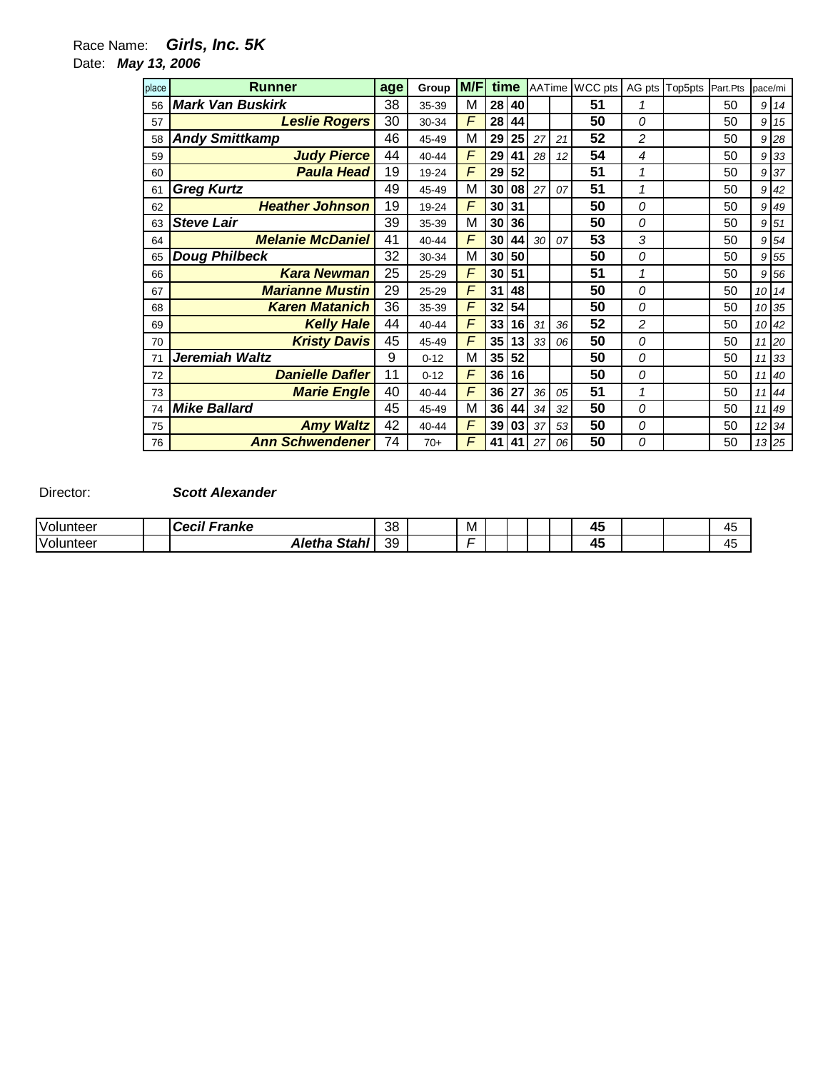Race Name: ***Girls, Inc. 5K***

Date: ***May 13, 2006***

| place | Runner | age | Group | M/F | time | | AATime | | WCC pts | AG pts | Top5pts | Part.Pts | pace/mi | |
|---|---|---|---|---|---|---|---|---|---|---|---|---|---|---|
| 56 | ***Mark Van Buskirk*** | 38 | 35-39 | M | 28 | 40 | | | 51 | 1 | | 50 | 9 | 14 |
| 57 | ***Leslie Rogers*** | 30 | 30-34 | F | 28 | 44 | | | 50 | 0 | | 50 | 9 | 15 |
| 58 | ***Andy Smittkamp*** | 46 | 45-49 | M | 29 | 25 | 27 | 21 | 52 | 2 | | 50 | 9 | 28 |
| 59 | ***Judy Pierce*** | 44 | 40-44 | F | 29 | 41 | 28 | 12 | 54 | 4 | | 50 | 9 | 33 |
| 60 | ***Paula Head*** | 19 | 19-24 | F | 29 | 52 | | | 51 | 1 | | 50 | 9 | 37 |
| 61 | ***Greg Kurtz*** | 49 | 45-49 | M | 30 | 08 | 27 | 07 | 51 | 1 | | 50 | 9 | 42 |
| 62 | ***Heather Johnson*** | 19 | 19-24 | F | 30 | 31 | | | 50 | 0 | | 50 | 9 | 49 |
| 63 | ***Steve Lair*** | 39 | 35-39 | M | 30 | 36 | | | 50 | 0 | | 50 | 9 | 51 |
| 64 | ***Melanie McDaniel*** | 41 | 40-44 | F | 30 | 44 | 30 | 07 | 53 | 3 | | 50 | 9 | 54 |
| 65 | ***Doug Philbeck*** | 32 | 30-34 | M | 30 | 50 | | | 50 | 0 | | 50 | 9 | 55 |
| 66 | ***Kara Newman*** | 25 | 25-29 | F | 30 | 51 | | | 51 | 1 | | 50 | 9 | 56 |
| 67 | ***Marianne Mustin*** | 29 | 25-29 | F | 31 | 48 | | | 50 | 0 | | 50 | 10 | 14 |
| 68 | ***Karen Matanich*** | 36 | 35-39 | F | 32 | 54 | | | 50 | 0 | | 50 | 10 | 35 |
| 69 | ***Kelly Hale*** | 44 | 40-44 | F | 33 | 16 | 31 | 36 | 52 | 2 | | 50 | 10 | 42 |
| 70 | ***Kristy Davis*** | 45 | 45-49 | F | 35 | 13 | 33 | 06 | 50 | 0 | | 50 | 11 | 20 |
| 71 | ***Jeremiah Waltz*** | 9 | 0-12 | M | 35 | 52 | | | 50 | 0 | | 50 | 11 | 33 |
| 72 | ***Danielle Dafler*** | 11 | 0-12 | F | 36 | 16 | | | 50 | 0 | | 50 | 11 | 40 |
| 73 | ***Marie Engle*** | 40 | 40-44 | F | 36 | 27 | 36 | 05 | 51 | 1 | | 50 | 11 | 44 |
| 74 | ***Mike Ballard*** | 45 | 45-49 | M | 36 | 44 | 34 | 32 | 50 | 0 | | 50 | 11 | 49 |
| 75 | ***Amy Waltz*** | 42 | 40-44 | F | 39 | 03 | 37 | 53 | 50 | 0 | | 50 | 12 | 34 |
| 76 | ***Ann Schwendener*** | 74 | 70+ | F | 41 | 41 | 27 | 06 | 50 | 0 | | 50 | 13 | 25 |

Director: ***Scott Alexander***

| | | | | | | | | | | | | | |
|---|---|---|---|---|---|---|---|---|---|---|---|---|---|
| Volunteer | | ***Cecil Franke*** | 38 | | M | | | | | 45 | | | 45 |
| Volunteer | | ***Aletha Stahl*** | 39 | | F | | | | | 45 | | | 45 |